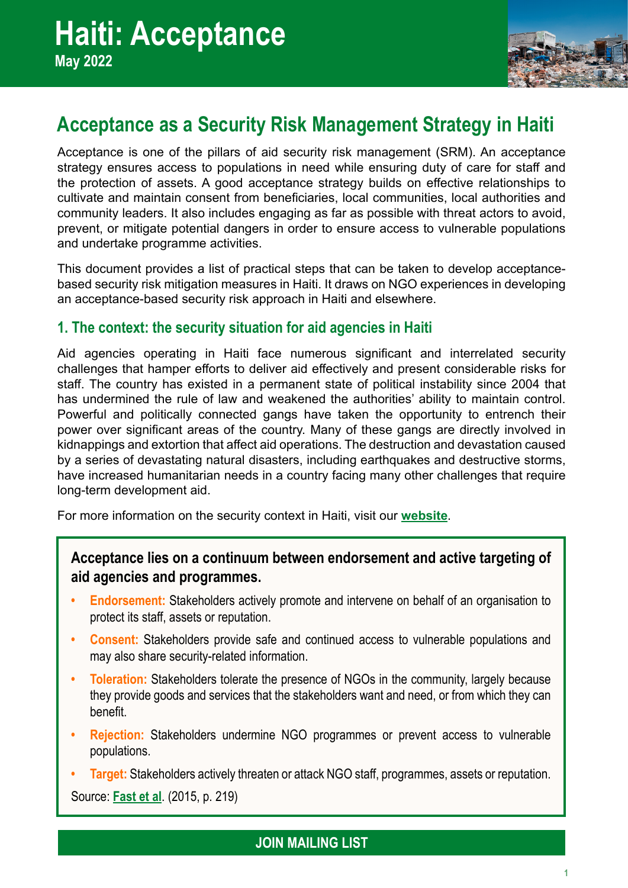# Haiti: Acceptance

**May 2022**

## Acceptance as a Security Risk Management Strategy in Haiti

Acceptance is one of the pillars of aid security risk management (SRM). An acceptance strategy ensures access to populations in need while ensuring duty of care for staff and the protection of assets. A good acceptance strategy builds on effective relationships to cultivate and maintain consent from beneficiaries, local communities, local authorities and community leaders. It also includes engaging as far as possible with threat actors to avoid, prevent, or mitigate potential dangers in order to ensure access to vulnerable populations and undertake programme activities.

This document provides a list of practical steps that can be taken to develop acceptance-based security risk mitigation measures in Haiti. It draws on NGO experiences in developing an acceptance-based security risk approach in Haiti and elsewhere.

### 1. The context: the security situation for aid agencies in Haiti

Aid agencies operating in Haiti face numerous significant and interrelated security challenges that hamper efforts to deliver aid effectively and present considerable risks for staff. The country has existed in a permanent state of political instability since 2004 that has undermined the rule of law and weakened the authorities' ability to maintain control. Powerful and politically connected gangs have taken the opportunity to entrench their power over significant areas of the country. Many of these gangs are directly involved in kidnappings and extortion that affect aid operations. The destruction and devastation caused by a series of devastating natural disasters, including earthquakes and destructive storms, have increased humanitarian needs in a country facing many other challenges that require long-term development aid.

For more information on the security context in Haiti, visit our **website**.

**Acceptance lies on a continuum between endorsement and active targeting of aid agencies and programmes.**

- **Endorsement:** Stakeholders actively promote and intervene on behalf of an organisation to protect its staff, assets or reputation.
- **Consent:** Stakeholders provide safe and continued access to vulnerable populations and may also share security-related information.
- **Toleration:** Stakeholders tolerate the presence of NGOs in the community, largely because they provide goods and services that the stakeholders want and need, or from which they can benefit.
- **Rejection:** Stakeholders undermine NGO programmes or prevent access to vulnerable populations.
- **Target:** Stakeholders actively threaten or attack NGO staff, programmes, assets or reputation.

Source: **Fast et al**. (2015, p. 219)

**JOIN MAILING LIST**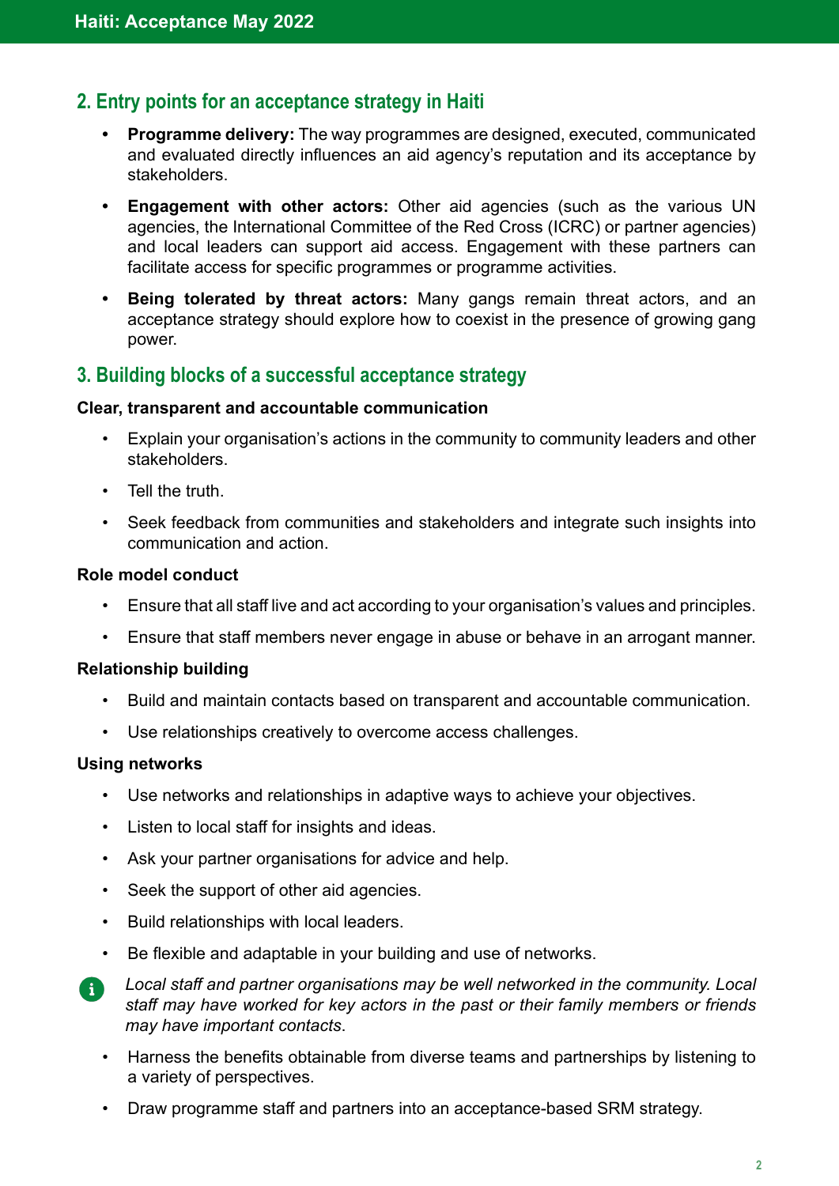## 2. Entry points for an acceptance strategy in Haiti

- **Programme delivery:** The way programmes are designed, executed, communicated and evaluated directly influences an aid agency's reputation and its acceptance by stakeholders.
- **Engagement with other actors:** Other aid agencies (such as the various UN agencies, the International Committee of the Red Cross (ICRC) or partner agencies) and local leaders can support aid access. Engagement with these partners can facilitate access for specific programmes or programme activities.
- **Being tolerated by threat actors:** Many gangs remain threat actors, and an acceptance strategy should explore how to coexist in the presence of growing gang power.

## 3. Building blocks of a successful acceptance strategy

**Clear, transparent and accountable communication**

- Explain your organisation's actions in the community to community leaders and other stakeholders.
- Tell the truth.
- Seek feedback from communities and stakeholders and integrate such insights into communication and action.

**Role model conduct**

- Ensure that all staff live and act according to your organisation's values and principles.
- Ensure that staff members never engage in abuse or behave in an arrogant manner.

**Relationship building**

- Build and maintain contacts based on transparent and accountable communication.
- Use relationships creatively to overcome access challenges.

**Using networks**

- Use networks and relationships in adaptive ways to achieve your objectives.
- Listen to local staff for insights and ideas.
- Ask your partner organisations for advice and help.
- Seek the support of other aid agencies.
- Build relationships with local leaders.
- Be flexible and adaptable in your building and use of networks.

*Local staff and partner organisations may be well networked in the community. Local staff may have worked for key actors in the past or their family members or friends may have important contacts.*

- Harness the benefits obtainable from diverse teams and partnerships by listening to a variety of perspectives.
- Draw programme staff and partners into an acceptance-based SRM strategy.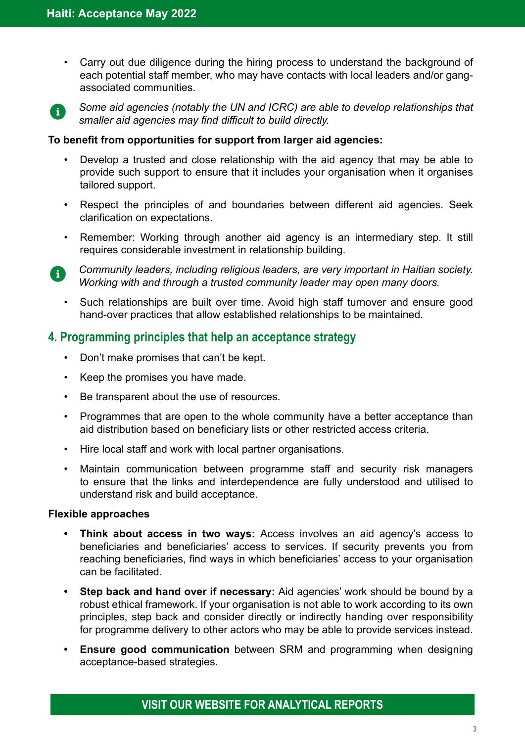- Carry out due diligence during the hiring process to understand the background of each potential staff member, who may have contacts with local leaders and/or gang-associated communities.

*Some aid agencies (notably the UN and ICRC) are able to develop relationships that smaller aid agencies may find difficult to build directly.*

**To benefit from opportunities for support from larger aid agencies:**

- Develop a trusted and close relationship with the aid agency that may be able to provide such support to ensure that it includes your organisation when it organises tailored support.
- Respect the principles of and boundaries between different aid agencies. Seek clarification on expectations.
- Remember: Working through another aid agency is an intermediary step. It still requires considerable investment in relationship building.

*Community leaders, including religious leaders, are very important in Haitian society. Working with and through a trusted community leader may open many doors.*

- Such relationships are built over time. Avoid high staff turnover and ensure good hand-over practices that allow established relationships to be maintained.

## 4. Programming principles that help an acceptance strategy

- Don't make promises that can't be kept.
- Keep the promises you have made.
- Be transparent about the use of resources.
- Programmes that are open to the whole community have a better acceptance than aid distribution based on beneficiary lists or other restricted access criteria.
- Hire local staff and work with local partner organisations.
- Maintain communication between programme staff and security risk managers to ensure that the links and interdependence are fully understood and utilised to understand risk and build acceptance.

**Flexible approaches**

- **Think about access in two ways:** Access involves an aid agency's access to beneficiaries and beneficiaries' access to services. If security prevents you from reaching beneficiaries, find ways in which beneficiaries' access to your organisation can be facilitated.
- **Step back and hand over if necessary:** Aid agencies' work should be bound by a robust ethical framework. If your organisation is not able to work according to its own principles, step back and consider directly or indirectly handing over responsibility for programme delivery to other actors who may be able to provide services instead.
- **Ensure good communication** between SRM and programming when designing acceptance-based strategies.

**VISIT OUR WEBSITE FOR ANALYTICAL REPORTS**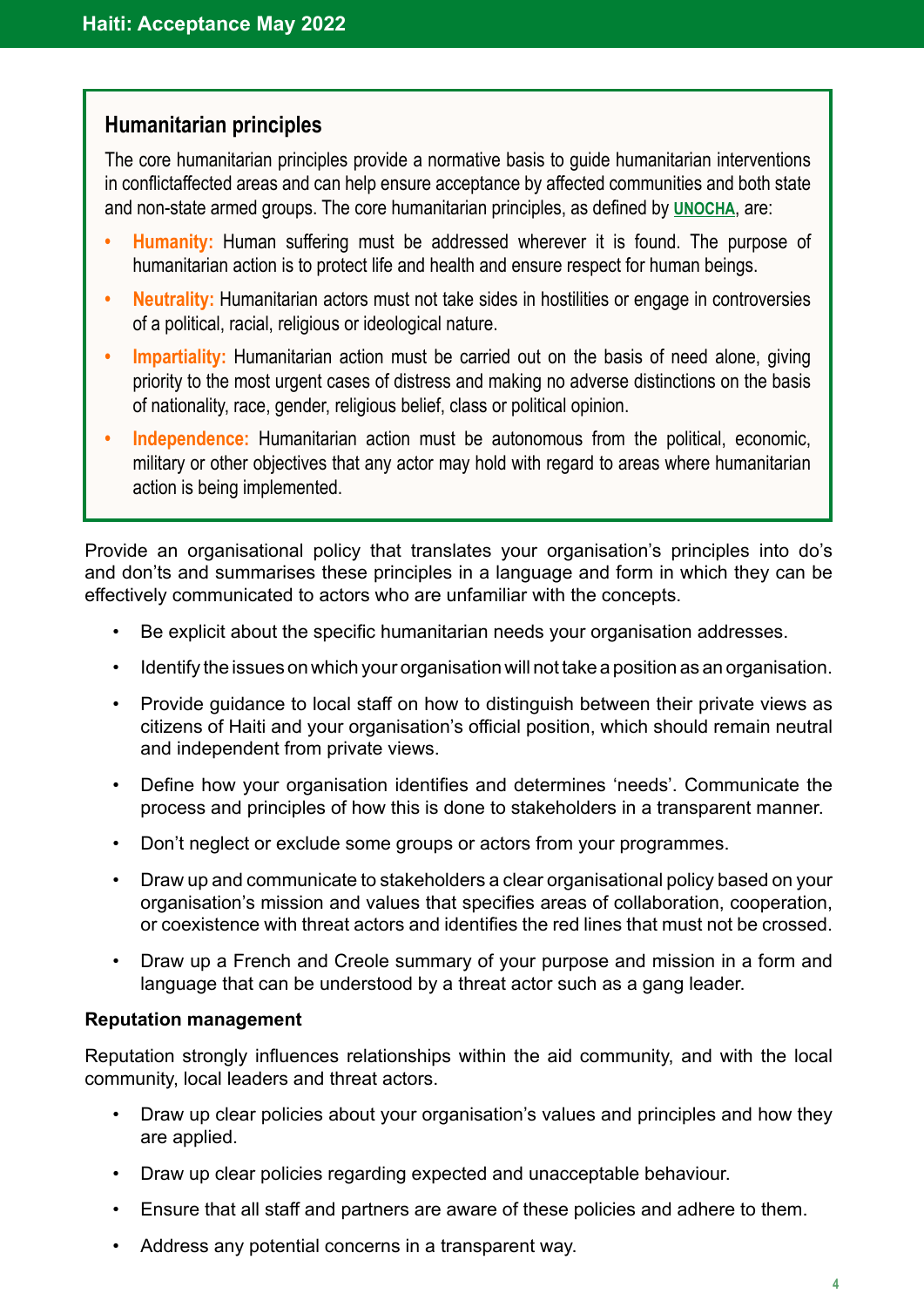## Humanitarian principles

The core humanitarian principles provide a normative basis to guide humanitarian interventions in conflictaffected areas and can help ensure acceptance by affected communities and both state and non-state armed groups. The core humanitarian principles, as defined by **UNOCHA**, are:

- **Humanity:** Human suffering must be addressed wherever it is found. The purpose of humanitarian action is to protect life and health and ensure respect for human beings.
- **Neutrality:** Humanitarian actors must not take sides in hostilities or engage in controversies of a political, racial, religious or ideological nature.
- **Impartiality:** Humanitarian action must be carried out on the basis of need alone, giving priority to the most urgent cases of distress and making no adverse distinctions on the basis of nationality, race, gender, religious belief, class or political opinion.
- **Independence:** Humanitarian action must be autonomous from the political, economic, military or other objectives that any actor may hold with regard to areas where humanitarian action is being implemented.

Provide an organisational policy that translates your organisation's principles into do's and don'ts and summarises these principles in a language and form in which they can be effectively communicated to actors who are unfamiliar with the concepts.

- Be explicit about the specific humanitarian needs your organisation addresses.
- Identify the issues on which your organisation will not take a position as an organisation.
- Provide guidance to local staff on how to distinguish between their private views as citizens of Haiti and your organisation's official position, which should remain neutral and independent from private views.
- Define how your organisation identifies and determines 'needs'. Communicate the process and principles of how this is done to stakeholders in a transparent manner.
- Don't neglect or exclude some groups or actors from your programmes.
- Draw up and communicate to stakeholders a clear organisational policy based on your organisation's mission and values that specifies areas of collaboration, cooperation, or coexistence with threat actors and identifies the red lines that must not be crossed.
- Draw up a French and Creole summary of your purpose and mission in a form and language that can be understood by a threat actor such as a gang leader.

**Reputation management**

Reputation strongly influences relationships within the aid community, and with the local community, local leaders and threat actors.

- Draw up clear policies about your organisation's values and principles and how they are applied.
- Draw up clear policies regarding expected and unacceptable behaviour.
- Ensure that all staff and partners are aware of these policies and adhere to them.
- Address any potential concerns in a transparent way.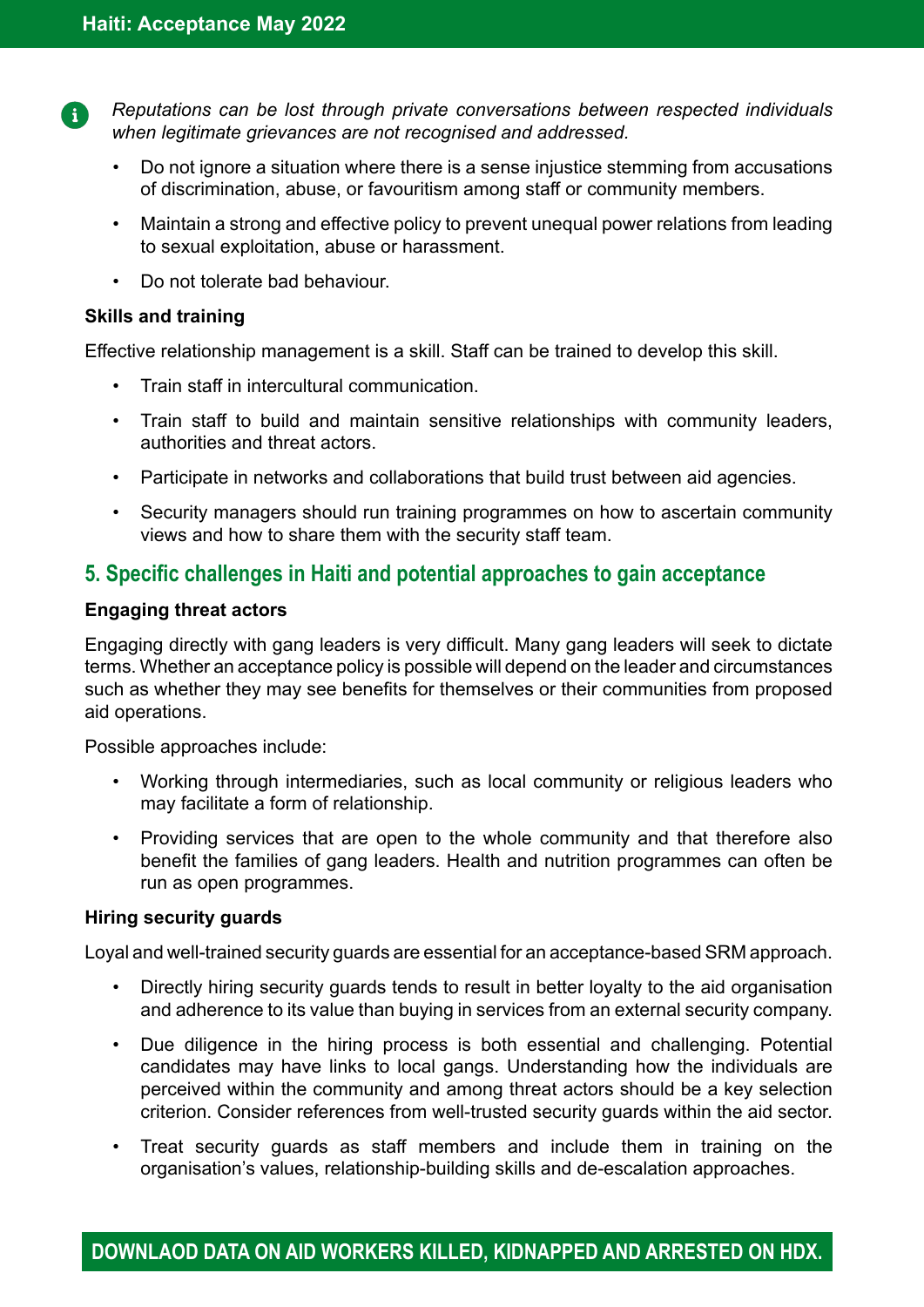*Reputations can be lost through private conversations between respected individuals when legitimate grievances are not recognised and addressed.*

- Do not ignore a situation where there is a sense injustice stemming from accusations of discrimination, abuse, or favouritism among staff or community members.
- Maintain a strong and effective policy to prevent unequal power relations from leading to sexual exploitation, abuse or harassment.
- Do not tolerate bad behaviour.

**Skills and training**

Effective relationship management is a skill. Staff can be trained to develop this skill.

- Train staff in intercultural communication.
- Train staff to build and maintain sensitive relationships with community leaders, authorities and threat actors.
- Participate in networks and collaborations that build trust between aid agencies.
- Security managers should run training programmes on how to ascertain community views and how to share them with the security staff team.

## 5. Specific challenges in Haiti and potential approaches to gain acceptance

**Engaging threat actors**

Engaging directly with gang leaders is very difficult. Many gang leaders will seek to dictate terms. Whether an acceptance policy is possible will depend on the leader and circumstances such as whether they may see benefits for themselves or their communities from proposed aid operations.

Possible approaches include:

- Working through intermediaries, such as local community or religious leaders who may facilitate a form of relationship.
- Providing services that are open to the whole community and that therefore also benefit the families of gang leaders. Health and nutrition programmes can often be run as open programmes.

**Hiring security guards**

Loyal and well-trained security guards are essential for an acceptance-based SRM approach.

- Directly hiring security guards tends to result in better loyalty to the aid organisation and adherence to its value than buying in services from an external security company.
- Due diligence in the hiring process is both essential and challenging. Potential candidates may have links to local gangs. Understanding how the individuals are perceived within the community and among threat actors should be a key selection criterion. Consider references from well-trusted security guards within the aid sector.
- Treat security guards as staff members and include them in training on the organisation's values, relationship-building skills and de-escalation approaches.

**DOWNLAOD DATA ON AID WORKERS KILLED, KIDNAPPED AND ARRESTED ON HDX.**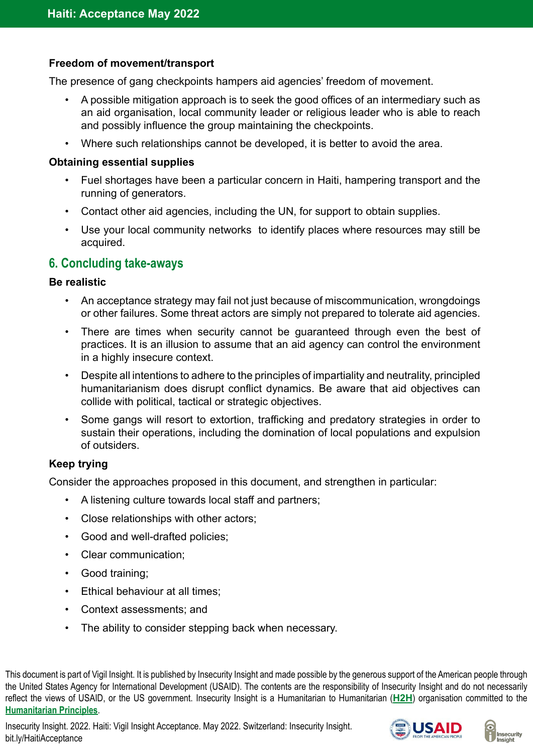**Freedom of movement/transport**

The presence of gang checkpoints hampers aid agencies' freedom of movement.

- A possible mitigation approach is to seek the good offices of an intermediary such as an aid organisation, local community leader or religious leader who is able to reach and possibly influence the group maintaining the checkpoints.
- Where such relationships cannot be developed, it is better to avoid the area.

**Obtaining essential supplies**

- Fuel shortages have been a particular concern in Haiti, hampering transport and the running of generators.
- Contact other aid agencies, including the UN, for support to obtain supplies.
- Use your local community networks to identify places where resources may still be acquired.

## 6. Concluding take-aways

**Be realistic**

- An acceptance strategy may fail not just because of miscommunication, wrongdoings or other failures. Some threat actors are simply not prepared to tolerate aid agencies.
- There are times when security cannot be guaranteed through even the best of practices. It is an illusion to assume that an aid agency can control the environment in a highly insecure context.
- Despite all intentions to adhere to the principles of impartiality and neutrality, principled humanitarianism does disrupt conflict dynamics. Be aware that aid objectives can collide with political, tactical or strategic objectives.
- Some gangs will resort to extortion, trafficking and predatory strategies in order to sustain their operations, including the domination of local populations and expulsion of outsiders.

**Keep trying**

Consider the approaches proposed in this document, and strengthen in particular:

- A listening culture towards local staff and partners;
- Close relationships with other actors;
- Good and well-drafted policies;
- Clear communication;
- Good training;
- Ethical behaviour at all times;
- Context assessments; and
- The ability to consider stepping back when necessary.

This document is part of Vigil Insight. It is published by Insecurity Insight and made possible by the generous support of the American people through the United States Agency for International Development (USAID). The contents are the responsibility of Insecurity Insight and do not necessarily reflect the views of USAID, or the US government. Insecurity Insight is a Humanitarian to Humanitarian (**H2H**) organisation committed to the **Humanitarian Principles**.

Insecurity Insight. 2022. Haiti: Vigil Insight Acceptance. May 2022. Switzerland: Insecurity Insight.
bit.ly/HaitiAcceptance